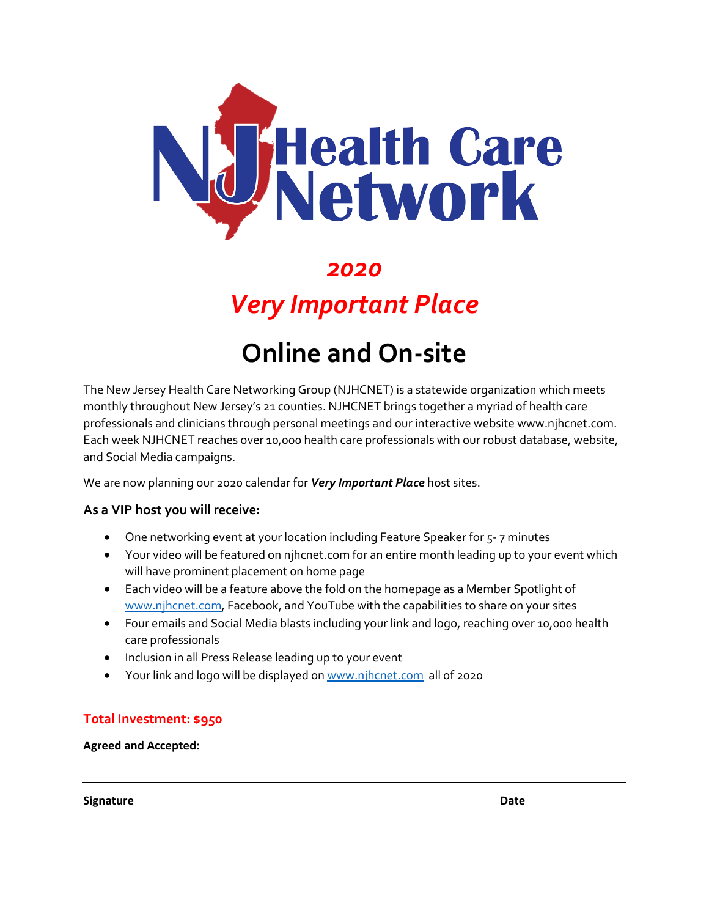# NJ Health Care Network

## *2020*

## *Very Important Place*

# Online and On-site

The New Jersey Health Care Networking Group (NJHCNET) is a statewide organization which meets monthly throughout New Jersey's 21 counties. NJHCNET brings together a myriad of health care professionals and clinicians through personal meetings and our interactive website www.njhcnet.com. Each week NJHCNET reaches over 10,000 health care professionals with our robust database, website, and Social Media campaigns.

We are now planning our 2020 calendar for ***Very Important Place*** host sites.

### As a VIP host you will receive:

- One networking event at your location including Feature Speaker for 5- 7 minutes
- Your video will be featured on njhcnet.com for an entire month leading up to your event which will have prominent placement on home page
- Each video will be a feature above the fold on the homepage as a Member Spotlight of www.njhcnet.com, Facebook, and YouTube with the capabilities to share on your sites
- Four emails and Social Media blasts including your link and logo, reaching over 10,000 health care professionals
- Inclusion in all Press Release leading up to your event
- Your link and logo will be displayed on www.njhcnet.com all of 2020

**Total Investment: $950**

**Agreed and Accepted:**

---

**Signature** **Date**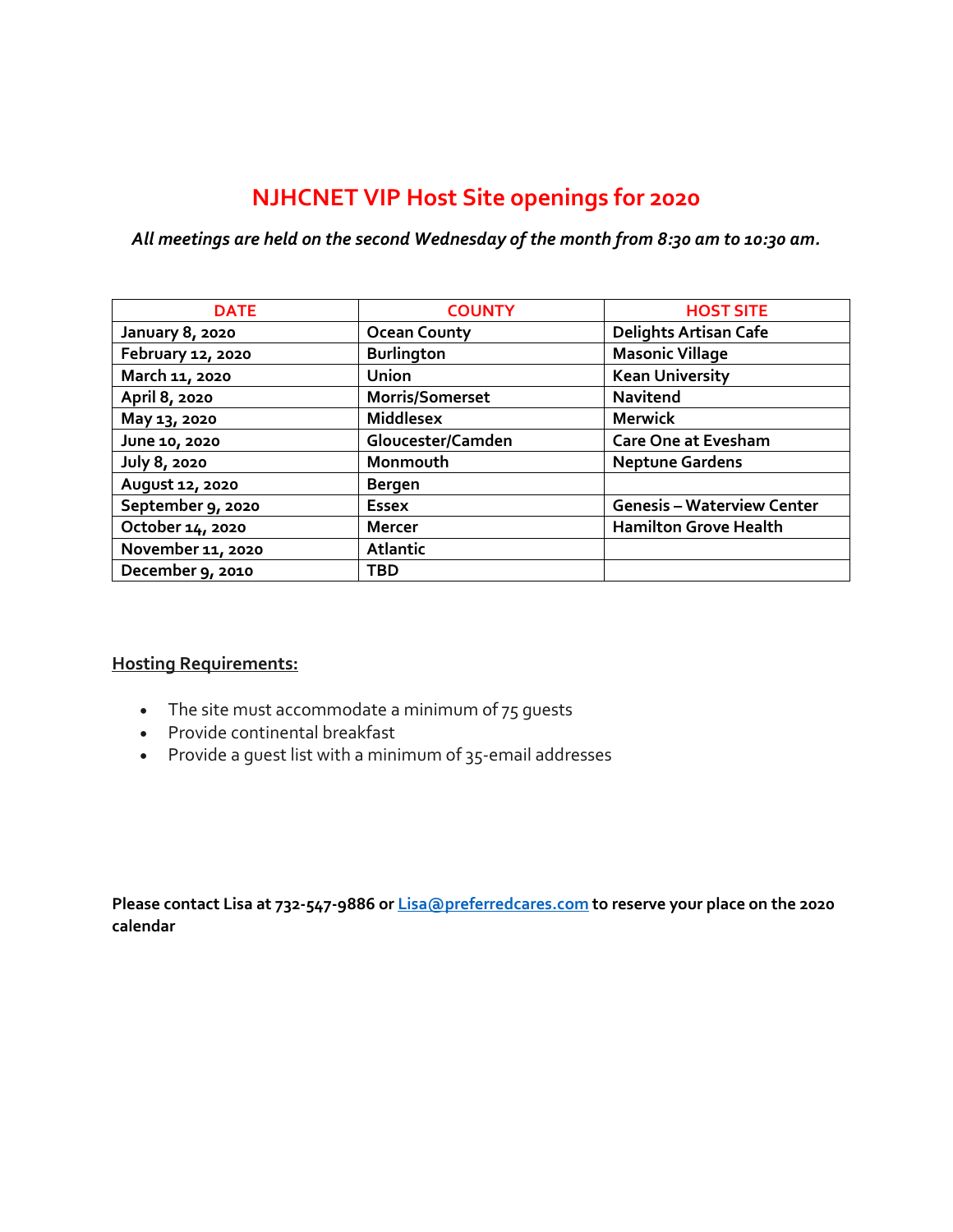# NJHCNET VIP Host Site openings for 2020

*All meetings are held on the second Wednesday of the month from 8:30 am to 10:30 am.*

| DATE | COUNTY | HOST SITE |
|---|---|---|
| **January 8, 2020** | **Ocean County** | **Delights Artisan Cafe** |
| **February 12, 2020** | **Burlington** | **Masonic Village** |
| **March 11, 2020** | **Union** | **Kean University** |
| **April 8, 2020** | **Morris/Somerset** | **Navitend** |
| **May 13, 2020** | **Middlesex** | **Merwick** |
| **June 10, 2020** | **Gloucester/Camden** | **Care One at Evesham** |
| **July 8, 2020** | **Monmouth** | **Neptune Gardens** |
| **August 12, 2020** | **Bergen** | |
| **September 9, 2020** | **Essex** | **Genesis – Waterview Center** |
| **October 14, 2020** | **Mercer** | **Hamilton Grove Health** |
| **November 11, 2020** | **Atlantic** | |
| **December 9, 2010** | **TBD** | |

**<u>Hosting Requirements:</u>**

- The site must accommodate a minimum of 75 guests
- Provide continental breakfast
- Provide a guest list with a minimum of 35-email addresses

**Please contact Lisa at 732-547-9886 or Lisa@preferredcares.com to reserve your place on the 2020 calendar**